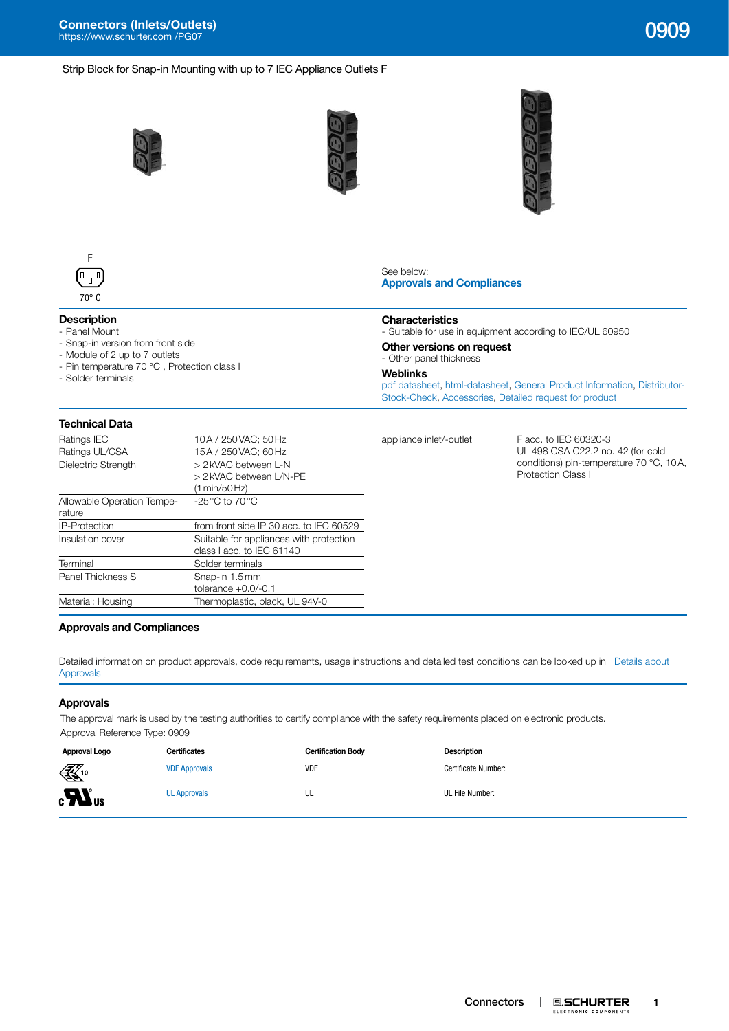# Strip Block for Snap-in Mounting with up to 7 IEC Appliance Outlets F

F

70° C

See below:
**Approvals and Compliances**

## Description

- Panel Mount
- Snap-in version from front side
- Module of 2 up to 7 outlets
- Pin temperature 70 °C , Protection class I
- Solder terminals

## Characteristics

- Suitable for use in equipment according to IEC/UL 60950

## Other versions on request

- Other panel thickness

## Weblinks

pdf datasheet, html-datasheet, General Product Information, Distributor-Stock-Check, Accessories, Detailed request for product

## Technical Data

| | |
|---|---|
| Ratings IEC | 10 A / 250 VAC; 50 Hz |
| Ratings UL/CSA | 15 A / 250 VAC; 60 Hz |
| Dielectric Strength | > 2 kVAC between L-N<br>> 2 kVAC between L/N-PE<br>(1 min/50 Hz) |
| Allowable Operation Temperature | -25 °C to 70 °C |
| IP-Protection | from front side IP 30 acc. to IEC 60529 |
| Insulation cover | Suitable for appliances with protection class I acc. to IEC 61140 |
| Terminal | Solder terminals |
| Panel Thickness S | Snap-in 1.5 mm<br>tolerance +0.0/-0.1 |
| Material: Housing | Thermoplastic, black, UL 94V-0 |

| | |
|---|---|
| appliance inlet/-outlet | F acc. to IEC 60320-3<br>UL 498 CSA C22.2 no. 42 (for cold conditions) pin-temperature 70 °C, 10 A, Protection Class I |

## Approvals and Compliances

Detailed information on product approvals, code requirements, usage instructions and detailed test conditions can be looked up in Details about Approvals

### Approvals

The approval mark is used by the testing authorities to certify compliance with the safety requirements placed on electronic products.
Approval Reference Type: 0909

| Approval Logo | Certificates | Certification Body | Description |
|---|---|---|---|
| VDE 10 | VDE Approvals | VDE | Certificate Number: |
| c UL us | UL Approvals | UL | UL File Number: |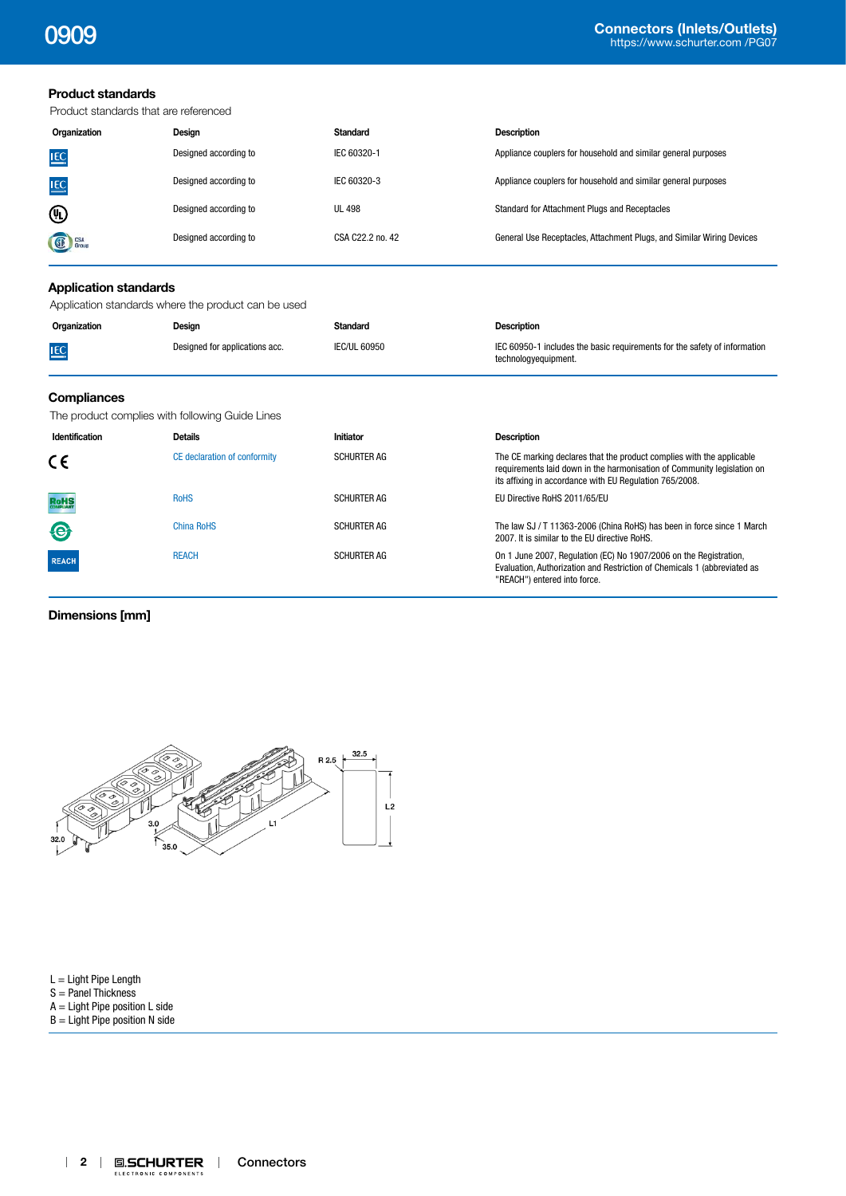## Product standards

Product standards that are referenced

| Organization | Design | Standard | Description |
| --- | --- | --- | --- |
| IEC | Designed according to | IEC 60320-1 | Appliance couplers for household and similar general purposes |
| IEC | Designed according to | IEC 60320-3 | Appliance couplers for household and similar general purposes |
| UL | Designed according to | UL 498 | Standard for Attachment Plugs and Receptacles |
| CSA Group | Designed according to | CSA C22.2 no. 42 | General Use Receptacles, Attachment Plugs, and Similar Wiring Devices |

## Application standards

Application standards where the product can be used

| Organization | Design | Standard | Description |
| --- | --- | --- | --- |
| IEC | Designed for applications acc. | IEC/UL 60950 | IEC 60950-1 includes the basic requirements for the safety of information technologyequipment. |

## Compliances

The product complies with following Guide Lines

| Identification | Details | Initiator | Description |
| --- | --- | --- | --- |
| CE | CE declaration of conformity | SCHURTER AG | The CE marking declares that the product complies with the applicable requirements laid down in the harmonisation of Community legislation on its affixing in accordance with EU Regulation 765/2008. |
| RoHS | RoHS | SCHURTER AG | EU Directive RoHS 2011/65/EU |
| China RoHS | China RoHS | SCHURTER AG | The law SJ / T 11363-2006 (China RoHS) has been in force since 1 March 2007. It is similar to the EU directive RoHS. |
| REACH | REACH | SCHURTER AG | On 1 June 2007, Regulation (EC) No 1907/2006 on the Registration, Evaluation, Authorization and Restriction of Chemicals 1 (abbreviated as "REACH") entered into force. |

## Dimensions [mm]

32.0 3.0 35.0 L1 R 2.5 32.5 L2

L = Light Pipe Length
S = Panel Thickness
A = Light Pipe position L side
B = Light Pipe position N side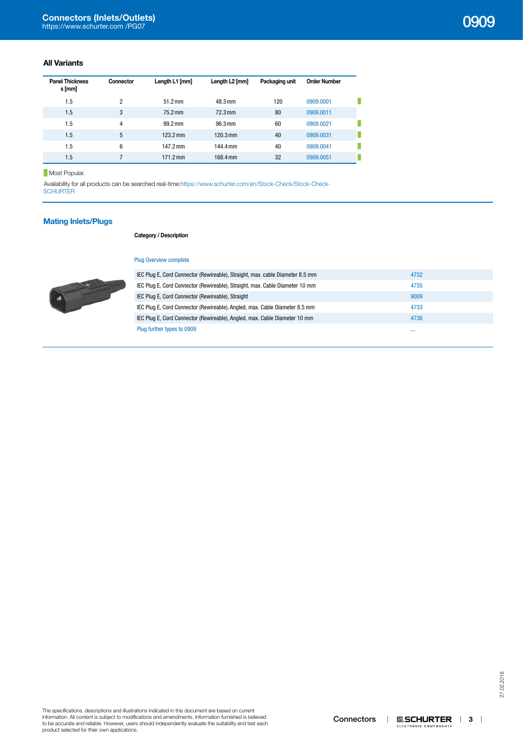## All Variants

| Panel Thickness s [mm] | Connector | Length L1 [mm] | Length L2 [mm] | Packaging unit | Order Number | |
|---|---|---|---|---|---|---|
| 1.5 | 2 | 51.2 mm | 48.3 mm | 120 | 0909.0001 | ▮ |
| 1.5 | 3 | 75.2 mm | 72.3 mm | 80 | 0909.0011 | |
| 1.5 | 4 | 99.2 mm | 96.3 mm | 60 | 0909.0021 | ▮ |
| 1.5 | 5 | 123.2 mm | 120.3 mm | 40 | 0909.0031 | ▮ |
| 1.5 | 6 | 147.2 mm | 144.4 mm | 40 | 0909.0041 | ▮ |
| 1.5 | 7 | 171.2 mm | 168.4 mm | 32 | 0909.0051 | ▮ |

▮ Most Popular.

Availability for all products can be searched real-time:https://www.schurter.com/en/Stock-Check/Stock-Check-SCHURTER

## Mating Inlets/Plugs

**Category / Description**

Plug Overview complete

| | |
|---|---|
| IEC Plug E, Cord Connector (Rewireable), Straight, max. cable Diameter 8.5 mm | 4732 |
| IEC Plug E, Cord Connector (Rewireable), Straight, max. Cable Diameter 10 mm | 4735 |
| IEC Plug E, Cord Connector (Rewireable), Straight | 9009 |
| IEC Plug E, Cord Connector (Rewireable), Angled, max. Cable Diameter 8.5 mm | 4733 |
| IEC Plug E, Cord Connector (Rewireable), Angled, max. Cable Diameter 10 mm | 4736 |
| Plug further types to 0909 | ... |

The specifications, descriptions and illustrations indicated in this document are based on current information. All content is subject to modifications and amendments. Information furnished is believed to be accurate and reliable. However, users should independently evaluate the suitability and test each product selected for their own applications.